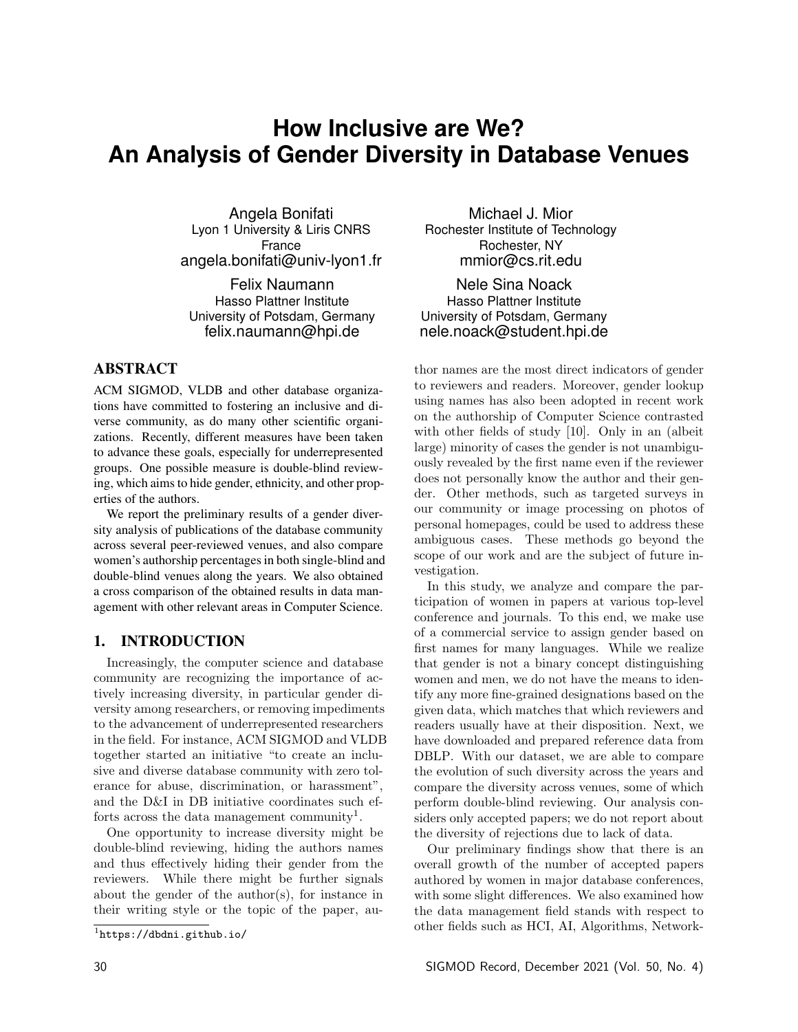# How Inclusive are We? An Analysis of Gender Diversity in Database Venues

Angela Bonifati
Lyon 1 University & Liris CNRS
France
angela.bonifati@univ-lyon1.fr

Michael J. Mior
Rochester Institute of Technology
Rochester, NY
mmior@cs.rit.edu

Felix Naumann
Hasso Plattner Institute
University of Potsdam, Germany
felix.naumann@hpi.de

Nele Sina Noack
Hasso Plattner Institute
University of Potsdam, Germany
nele.noack@student.hpi.de

## ABSTRACT

ACM SIGMOD, VLDB and other database organizations have committed to fostering an inclusive and diverse community, as do many other scientific organizations. Recently, different measures have been taken to advance these goals, especially for underrepresented groups. One possible measure is double-blind reviewing, which aims to hide gender, ethnicity, and other properties of the authors.

We report the preliminary results of a gender diversity analysis of publications of the database community across several peer-reviewed venues, and also compare women's authorship percentages in both single-blind and double-blind venues along the years. We also obtained a cross comparison of the obtained results in data management with other relevant areas in Computer Science.

## 1. INTRODUCTION

Increasingly, the computer science and database community are recognizing the importance of actively increasing diversity, in particular gender diversity among researchers, or removing impediments to the advancement of underrepresented researchers in the field. For instance, ACM SIGMOD and VLDB together started an initiative "to create an inclusive and diverse database community with zero tolerance for abuse, discrimination, or harassment", and the D&I in DB initiative coordinates such efforts across the data management community[1].

One opportunity to increase diversity might be double-blind reviewing, hiding the authors names and thus effectively hiding their gender from the reviewers. While there might be further signals about the gender of the author(s), for instance in their writing style or the topic of the paper, author names are the most direct indicators of gender to reviewers and readers. Moreover, gender lookup using names has also been adopted in recent work on the authorship of Computer Science contrasted with other fields of study [10]. Only in an (albeit large) minority of cases the gender is not unambiguously revealed by the first name even if the reviewer does not personally know the author and their gender. Other methods, such as targeted surveys in our community or image processing on photos of personal homepages, could be used to address these ambiguous cases. These methods go beyond the scope of our work and are the subject of future investigation.

In this study, we analyze and compare the participation of women in papers at various top-level conference and journals. To this end, we make use of a commercial service to assign gender based on first names for many languages. While we realize that gender is not a binary concept distinguishing women and men, we do not have the means to identify any more fine-grained designations based on the given data, which matches that which reviewers and readers usually have at their disposition. Next, we have downloaded and prepared reference data from DBLP. With our dataset, we are able to compare the evolution of such diversity across the years and compare the diversity across venues, some of which perform double-blind reviewing. Our analysis considers only accepted papers; we do not report about the diversity of rejections due to lack of data.

Our preliminary findings show that there is an overall growth of the number of accepted papers authored by women in major database conferences, with some slight differences. We also examined how the data management field stands with respect to other fields such as HCI, AI, Algorithms, Network-

[1]https://dbdni.github.io/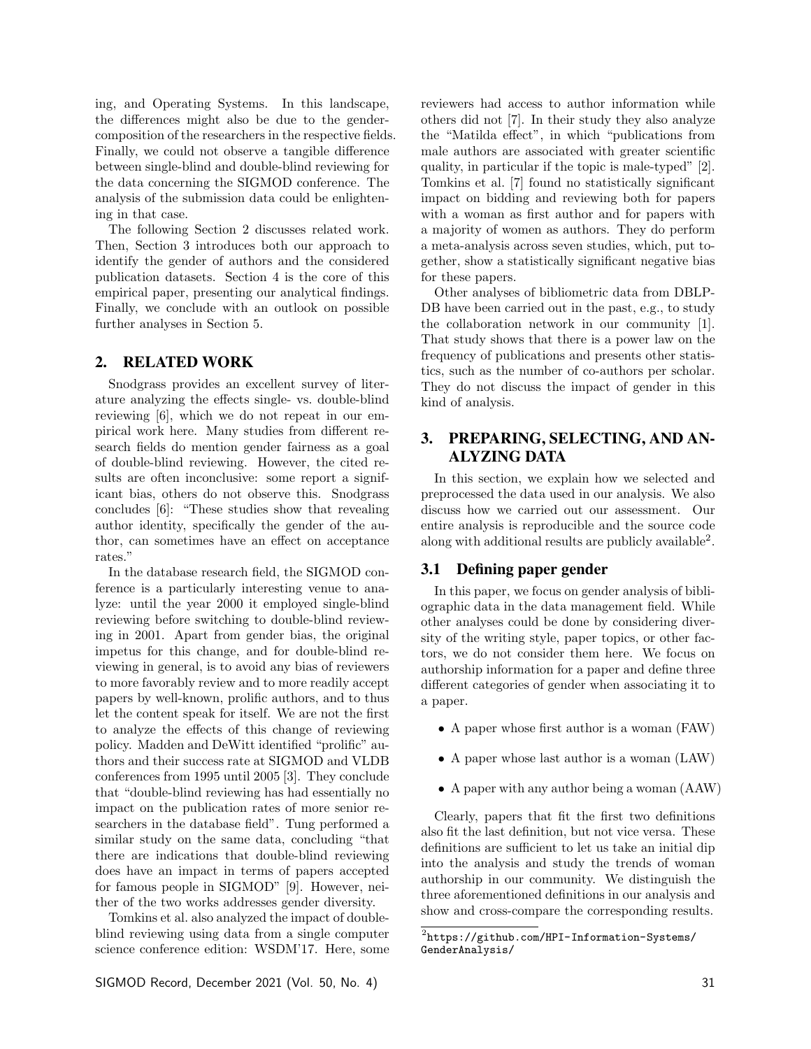ing, and Operating Systems. In this landscape, the differences might also be due to the gender-composition of the researchers in the respective fields. Finally, we could not observe a tangible difference between single-blind and double-blind reviewing for the data concerning the SIGMOD conference. The analysis of the submission data could be enlightening in that case.

The following Section 2 discusses related work. Then, Section 3 introduces both our approach to identify the gender of authors and the considered publication datasets. Section 4 is the core of this empirical paper, presenting our analytical findings. Finally, we conclude with an outlook on possible further analyses in Section 5.

## 2. RELATED WORK

Snodgrass provides an excellent survey of literature analyzing the effects single- vs. double-blind reviewing [6], which we do not repeat in our empirical work here. Many studies from different research fields do mention gender fairness as a goal of double-blind reviewing. However, the cited results are often inconclusive: some report a significant bias, others do not observe this. Snodgrass concludes [6]: "These studies show that revealing author identity, specifically the gender of the author, can sometimes have an effect on acceptance rates."

In the database research field, the SIGMOD conference is a particularly interesting venue to analyze: until the year 2000 it employed single-blind reviewing before switching to double-blind reviewing in 2001. Apart from gender bias, the original impetus for this change, and for double-blind reviewing in general, is to avoid any bias of reviewers to more favorably review and to more readily accept papers by well-known, prolific authors, and to thus let the content speak for itself. We are not the first to analyze the effects of this change of reviewing policy. Madden and DeWitt identified "prolific" authors and their success rate at SIGMOD and VLDB conferences from 1995 until 2005 [3]. They conclude that "double-blind reviewing has had essentially no impact on the publication rates of more senior researchers in the database field". Tung performed a similar study on the same data, concluding "that there are indications that double-blind reviewing does have an impact in terms of papers accepted for famous people in SIGMOD" [9]. However, neither of the two works addresses gender diversity.

Tomkins et al. also analyzed the impact of double-blind reviewing using data from a single computer science conference edition: WSDM'17. Here, some reviewers had access to author information while others did not [7]. In their study they also analyze the "Matilda effect", in which "publications from male authors are associated with greater scientific quality, in particular if the topic is male-typed" [2]. Tomkins et al. [7] found no statistically significant impact on bidding and reviewing both for papers with a woman as first author and for papers with a majority of women as authors. They do perform a meta-analysis across seven studies, which, put together, show a statistically significant negative bias for these papers.

Other analyses of bibliometric data from DBLP-DB have been carried out in the past, e.g., to study the collaboration network in our community [1]. That study shows that there is a power law on the frequency of publications and presents other statistics, such as the number of co-authors per scholar. They do not discuss the impact of gender in this kind of analysis.

## 3. PREPARING, SELECTING, AND ANALYZING DATA

In this section, we explain how we selected and preprocessed the data used in our analysis. We also discuss how we carried out our assessment. Our entire analysis is reproducible and the source code along with additional results are publicly available[2].

### 3.1 Defining paper gender

In this paper, we focus on gender analysis of bibliographic data in the data management field. While other analyses could be done by considering diversity of the writing style, paper topics, or other factors, we do not consider them here. We focus on authorship information for a paper and define three different categories of gender when associating it to a paper.

- A paper whose first author is a woman (FAW)
- A paper whose last author is a woman (LAW)
- A paper with any author being a woman (AAW)

Clearly, papers that fit the first two definitions also fit the last definition, but not vice versa. These definitions are sufficient to let us take an initial dip into the analysis and study the trends of woman authorship in our community. We distinguish the three aforementioned definitions in our analysis and show and cross-compare the corresponding results.

[2] `https://github.com/HPI-Information-Systems/GenderAnalysis/`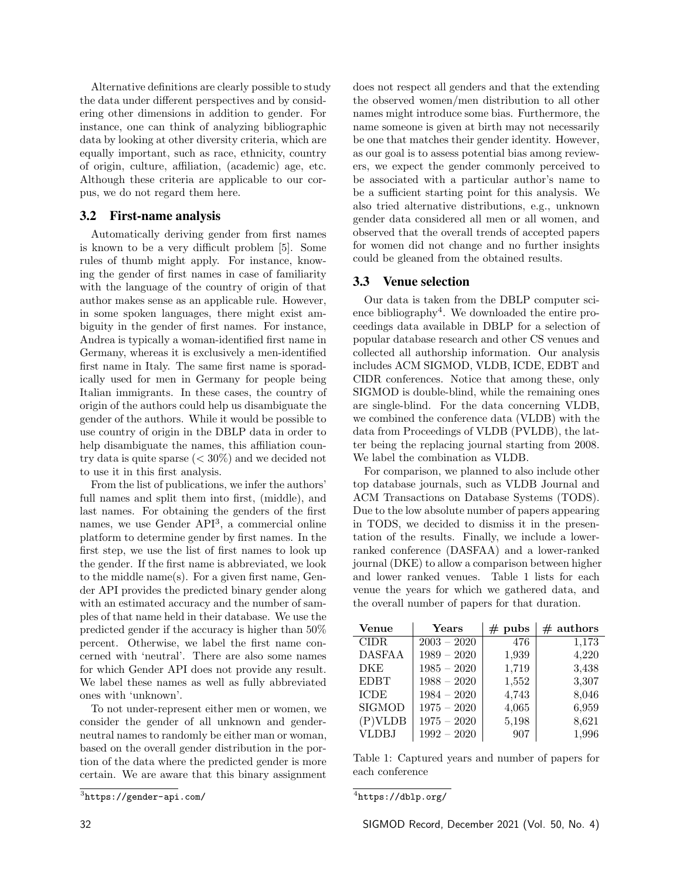Alternative definitions are clearly possible to study the data under different perspectives and by considering other dimensions in addition to gender. For instance, one can think of analyzing bibliographic data by looking at other diversity criteria, which are equally important, such as race, ethnicity, country of origin, culture, affiliation, (academic) age, etc. Although these criteria are applicable to our corpus, we do not regard them here.

### 3.2 First-name analysis

Automatically deriving gender from first names is known to be a very difficult problem [5]. Some rules of thumb might apply. For instance, knowing the gender of first names in case of familiarity with the language of the country of origin of that author makes sense as an applicable rule. However, in some spoken languages, there might exist ambiguity in the gender of first names. For instance, Andrea is typically a woman-identified first name in Germany, whereas it is exclusively a men-identified first name in Italy. The same first name is sporadically used for men in Germany for people being Italian immigrants. In these cases, the country of origin of the authors could help us disambiguate the gender of the authors. While it would be possible to use country of origin in the DBLP data in order to help disambiguate the names, this affiliation country data is quite sparse ($< 30\%$) and we decided not to use it in this first analysis.

From the list of publications, we infer the authors' full names and split them into first, (middle), and last names. For obtaining the genders of the first names, we use Gender API[3], a commercial online platform to determine gender by first names. In the first step, we use the list of first names to look up the gender. If the first name is abbreviated, we look to the middle name(s). For a given first name, Gender API provides the predicted binary gender along with an estimated accuracy and the number of samples of that name held in their database. We use the predicted gender if the accuracy is higher than 50% percent. Otherwise, we label the first name concerned with 'neutral'. There are also some names for which Gender API does not provide any result. We label these names as well as fully abbreviated ones with 'unknown'.

To not under-represent either men or women, we consider the gender of all unknown and gender-neutral names to randomly be either man or woman, based on the overall gender distribution in the portion of the data where the predicted gender is more certain. We are aware that this binary assignment does not respect all genders and that the extending the observed women/men distribution to all other names might introduce some bias. Furthermore, the name someone is given at birth may not necessarily be one that matches their gender identity. However, as our goal is to assess potential bias among reviewers, we expect the gender commonly perceived to be associated with a particular author's name to be a sufficient starting point for this analysis. We also tried alternative distributions, e.g., unknown gender data considered all men or all women, and observed that the overall trends of accepted papers for women did not change and no further insights could be gleaned from the obtained results.

[3] https://gender-api.com/

### 3.3 Venue selection

Our data is taken from the DBLP computer science bibliography[4]. We downloaded the entire proceedings data available in DBLP for a selection of popular database research and other CS venues and collected all authorship information. Our analysis includes ACM SIGMOD, VLDB, ICDE, EDBT and CIDR conferences. Notice that among these, only SIGMOD is double-blind, while the remaining ones are single-blind. For the data concerning VLDB, we combined the conference data (VLDB) with the data from Proceedings of VLDB (PVLDB), the latter being the replacing journal starting from 2008. We label the combination as VLDB.

For comparison, we planned to also include other top database journals, such as VLDB Journal and ACM Transactions on Database Systems (TODS). Due to the low absolute number of papers appearing in TODS, we decided to dismiss it in the presentation of the results. Finally, we include a lower-ranked conference (DASFAA) and a lower-ranked journal (DKE) to allow a comparison between higher and lower ranked venues. Table 1 lists for each venue the years for which we gathered data, and the overall number of papers for that duration.

| Venue | Years | # pubs | # authors |
|---|---|---|---|
| CIDR | 2003 – 2020 | 476 | 1,173 |
| DASFAA | 1989 – 2020 | 1,939 | 4,220 |
| DKE | 1985 – 2020 | 1,719 | 3,438 |
| EDBT | 1988 – 2020 | 1,552 | 3,307 |
| ICDE | 1984 – 2020 | 4,743 | 8,046 |
| SIGMOD | 1975 – 2020 | 4,065 | 6,959 |
| (P)VLDB | 1975 – 2020 | 5,198 | 8,621 |
| VLDBJ | 1992 – 2020 | 907 | 1,996 |

Table 1: Captured years and number of papers for each conference

[4] https://dblp.org/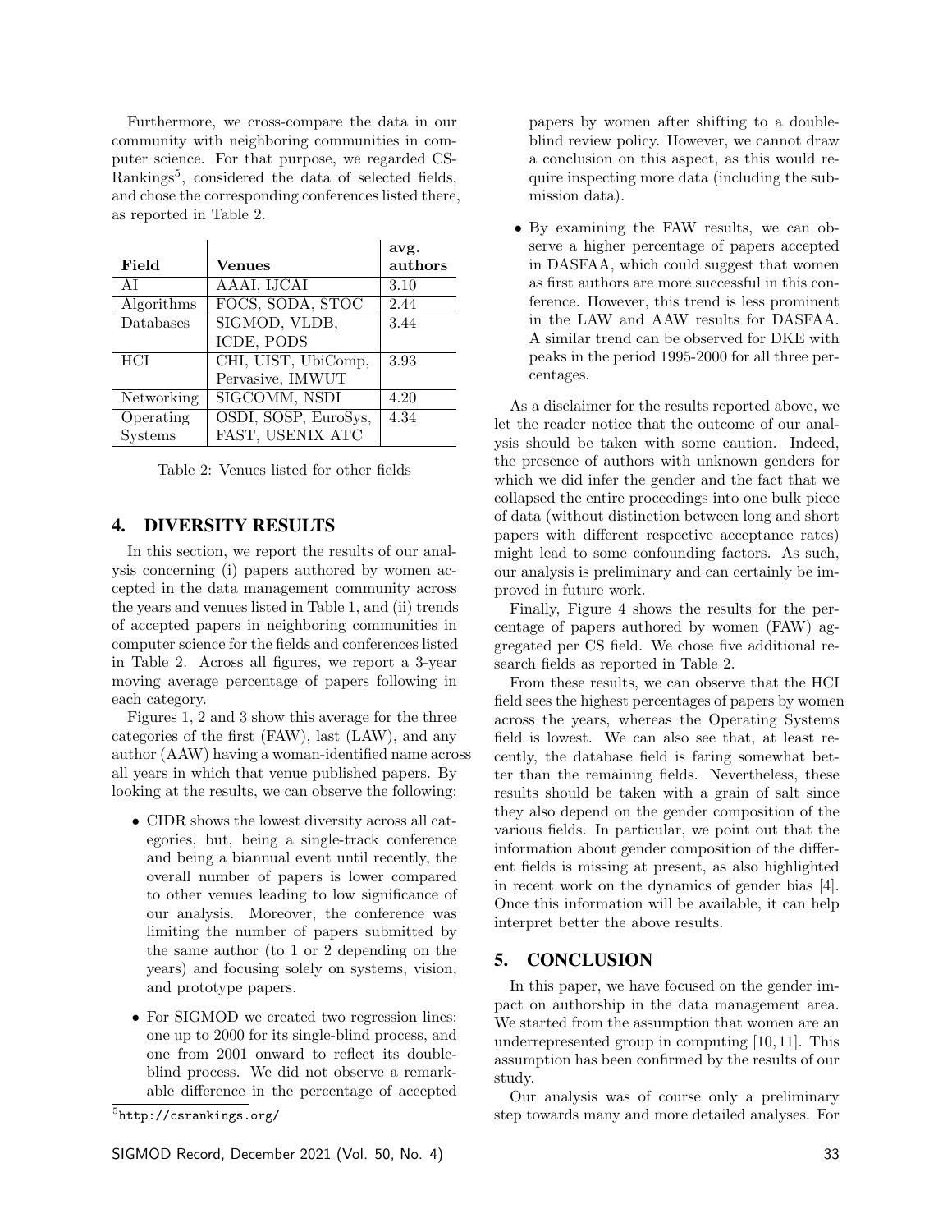Furthermore, we cross-compare the data in our community with neighboring communities in computer science. For that purpose, we regarded CS-Rankings[5], considered the data of selected fields, and chose the corresponding conferences listed there, as reported in Table 2.

| Field | Venues | avg. authors |
|---|---|---|
| AI | AAAI, IJCAI | 3.10 |
| Algorithms | FOCS, SODA, STOC | 2.44 |
| Databases | SIGMOD, VLDB, ICDE, PODS | 3.44 |
| HCI | CHI, UIST, UbiComp, Pervasive, IMWUT | 3.93 |
| Networking | SIGCOMM, NSDI | 4.20 |
| Operating Systems | OSDI, SOSP, EuroSys, FAST, USENIX ATC | 4.34 |

Table 2: Venues listed for other fields

## 4. DIVERSITY RESULTS

In this section, we report the results of our analysis concerning (i) papers authored by women accepted in the data management community across the years and venues listed in Table 1, and (ii) trends of accepted papers in neighboring communities in computer science for the fields and conferences listed in Table 2. Across all figures, we report a 3-year moving average percentage of papers following in each category.

Figures 1, 2 and 3 show this average for the three categories of the first (FAW), last (LAW), and any author (AAW) having a woman-identified name across all years in which that venue published papers. By looking at the results, we can observe the following:

- CIDR shows the lowest diversity across all categories, but, being a single-track conference and being a biannual event until recently, the overall number of papers is lower compared to other venues leading to low significance of our analysis. Moreover, the conference was limiting the number of papers submitted by the same author (to 1 or 2 depending on the years) and focusing solely on systems, vision, and prototype papers.
- For SIGMOD we created two regression lines: one up to 2000 for its single-blind process, and one from 2001 onward to reflect its double-blind process. We did not observe a remarkable difference in the percentage of accepted papers by women after shifting to a double-blind review policy. However, we cannot draw a conclusion on this aspect, as this would require inspecting more data (including the submission data).
- By examining the FAW results, we can observe a higher percentage of papers accepted in DASFAA, which could suggest that women as first authors are more successful in this conference. However, this trend is less prominent in the LAW and AAW results for DASFAA. A similar trend can be observed for DKE with peaks in the period 1995-2000 for all three percentages.

As a disclaimer for the results reported above, we let the reader notice that the outcome of our analysis should be taken with some caution. Indeed, the presence of authors with unknown genders for which we did infer the gender and the fact that we collapsed the entire proceedings into one bulk piece of data (without distinction between long and short papers with different respective acceptance rates) might lead to some confounding factors. As such, our analysis is preliminary and can certainly be improved in future work.

Finally, Figure 4 shows the results for the percentage of papers authored by women (FAW) aggregated per CS field. We chose five additional research fields as reported in Table 2.

From these results, we can observe that the HCI field sees the highest percentages of papers by women across the years, whereas the Operating Systems field is lowest. We can also see that, at least recently, the database field is faring somewhat better than the remaining fields. Nevertheless, these results should be taken with a grain of salt since they also depend on the gender composition of the various fields. In particular, we point out that the information about gender composition of the different fields is missing at present, as also highlighted in recent work on the dynamics of gender bias [4]. Once this information will be available, it can help interpret better the above results.

## 5. CONCLUSION

In this paper, we have focused on the gender impact on authorship in the data management area. We started from the assumption that women are an underrepresented group in computing [10, 11]. This assumption has been confirmed by the results of our study.

Our analysis was of course only a preliminary step towards many and more detailed analyses. For

[5] http://csrankings.org/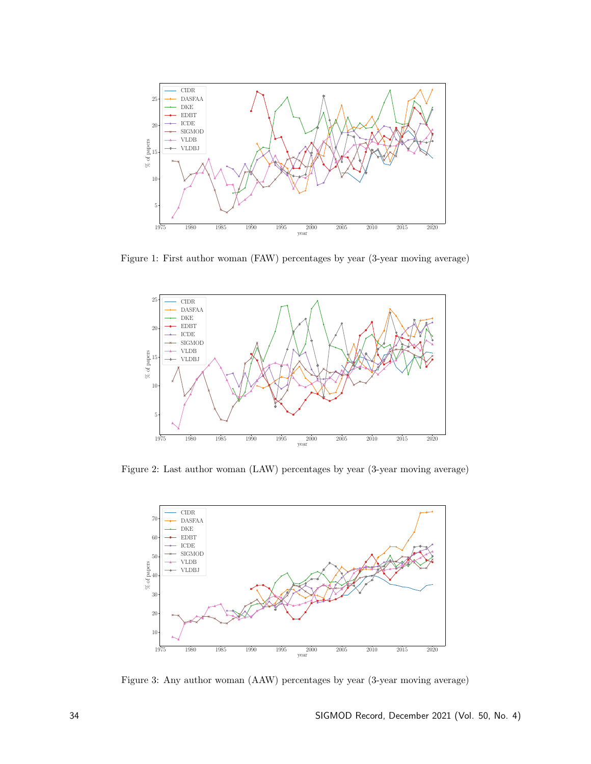Figure 1: First author woman (FAW) percentages by year (3-year moving average)

Figure 2: Last author woman (LAW) percentages by year (3-year moving average)

Figure 3: Any author woman (AAW) percentages by year (3-year moving average)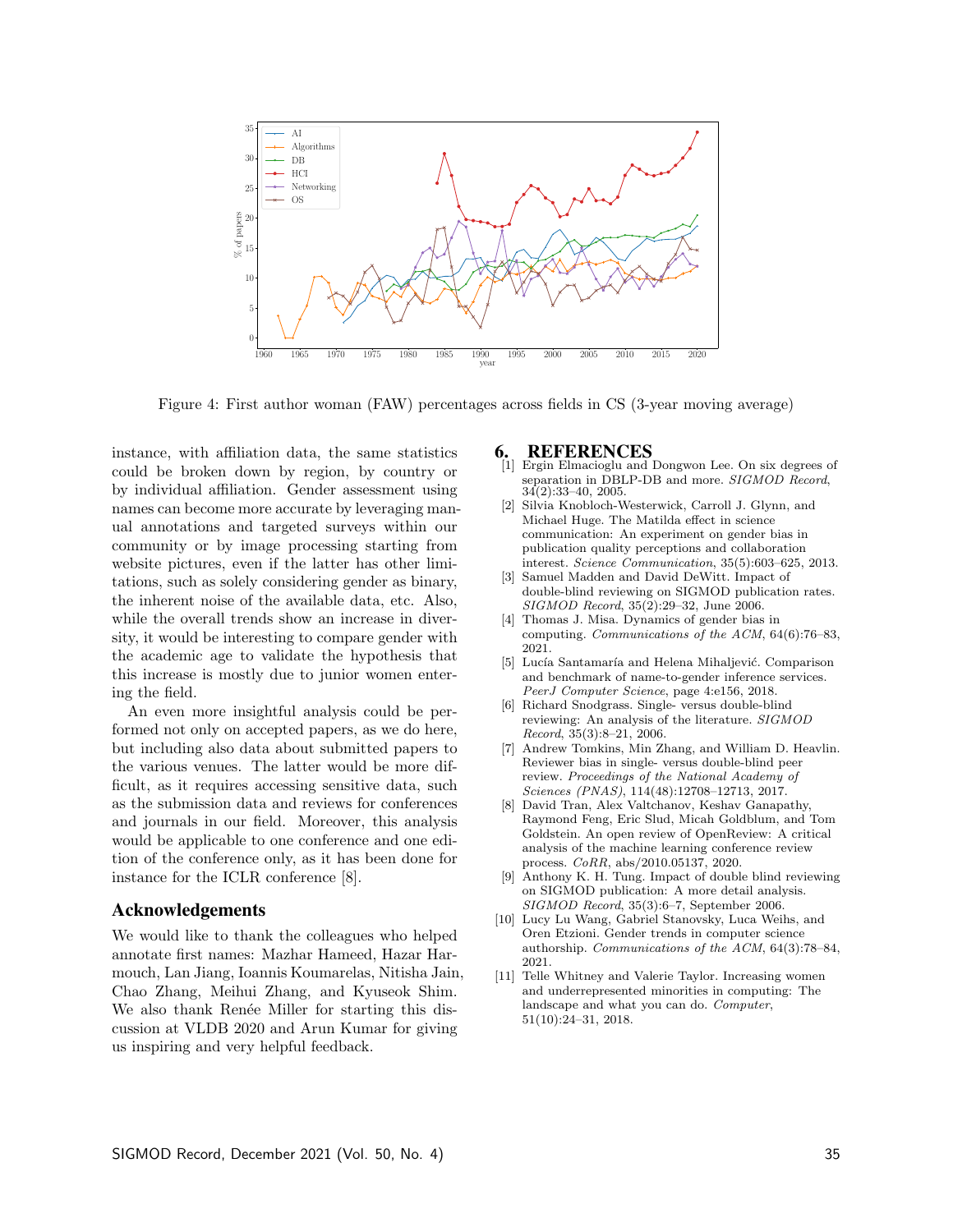AI
Algorithms
DB
HCI
Networking
OS

35
30
25
20
15
10
5
0

% of papers

1960 1965 1970 1975 1980 1985 1990 1995 2000 2005 2010 2015 2020

year

Figure 4: First author woman (FAW) percentages across fields in CS (3-year moving average)

instance, with affiliation data, the same statistics could be broken down by region, by country or by individual affiliation. Gender assessment using names can become more accurate by leveraging manual annotations and targeted surveys within our community or by image processing starting from website pictures, even if the latter has other limitations, such as solely considering gender as binary, the inherent noise of the available data, etc. Also, while the overall trends show an increase in diversity, it would be interesting to compare gender with the academic age to validate the hypothesis that this increase is mostly due to junior women entering the field.

An even more insightful analysis could be performed not only on accepted papers, as we do here, but including also data about submitted papers to the various venues. The latter would be more difficult, as it requires accessing sensitive data, such as the submission data and reviews for conferences and journals in our field. Moreover, this analysis would be applicable to one conference and one edition of the conference only, as it has been done for instance for the ICLR conference [8].

## Acknowledgements

We would like to thank the colleagues who helped annotate first names: Mazhar Hameed, Hazar Harmouch, Lan Jiang, Ioannis Koumarelas, Nitisha Jain, Chao Zhang, Meihui Zhang, and Kyuseok Shim. We also thank Renée Miller for starting this discussion at VLDB 2020 and Arun Kumar for giving us inspiring and very helpful feedback.

# 6. REFERENCES

[1] Ergin Elmacioglu and Dongwon Lee. On six degrees of separation in DBLP-DB and more. *SIGMOD Record*, 34(2):33–40, 2005.

[2] Silvia Knobloch-Westerwick, Carroll J. Glynn, and Michael Huge. The Matilda effect in science communication: An experiment on gender bias in publication quality perceptions and collaboration interest. *Science Communication*, 35(5):603–625, 2013.

[3] Samuel Madden and David DeWitt. Impact of double-blind reviewing on SIGMOD publication rates. *SIGMOD Record*, 35(2):29–32, June 2006.

[4] Thomas J. Misa. Dynamics of gender bias in computing. *Communications of the ACM*, 64(6):76–83, 2021.

[5] Lucía Santamaría and Helena Mihaljević. Comparison and benchmark of name-to-gender inference services. *PeerJ Computer Science*, page 4:e156, 2018.

[6] Richard Snodgrass. Single- versus double-blind reviewing: An analysis of the literature. *SIGMOD Record*, 35(3):8–21, 2006.

[7] Andrew Tomkins, Min Zhang, and William D. Heavlin. Reviewer bias in single- versus double-blind peer review. *Proceedings of the National Academy of Sciences (PNAS)*, 114(48):12708–12713, 2017.

[8] David Tran, Alex Valtchanov, Keshav Ganapathy, Raymond Feng, Eric Slud, Micah Goldblum, and Tom Goldstein. An open review of OpenReview: A critical analysis of the machine learning conference review process. *CoRR*, abs/2010.05137, 2020.

[9] Anthony K. H. Tung. Impact of double blind reviewing on SIGMOD publication: A more detail analysis. *SIGMOD Record*, 35(3):6–7, September 2006.

[10] Lucy Lu Wang, Gabriel Stanovsky, Luca Weihs, and Oren Etzioni. Gender trends in computer science authorship. *Communications of the ACM*, 64(3):78–84, 2021.

[11] Telle Whitney and Valerie Taylor. Increasing women and underrepresented minorities in computing: The landscape and what you can do. *Computer*, 51(10):24–31, 2018.